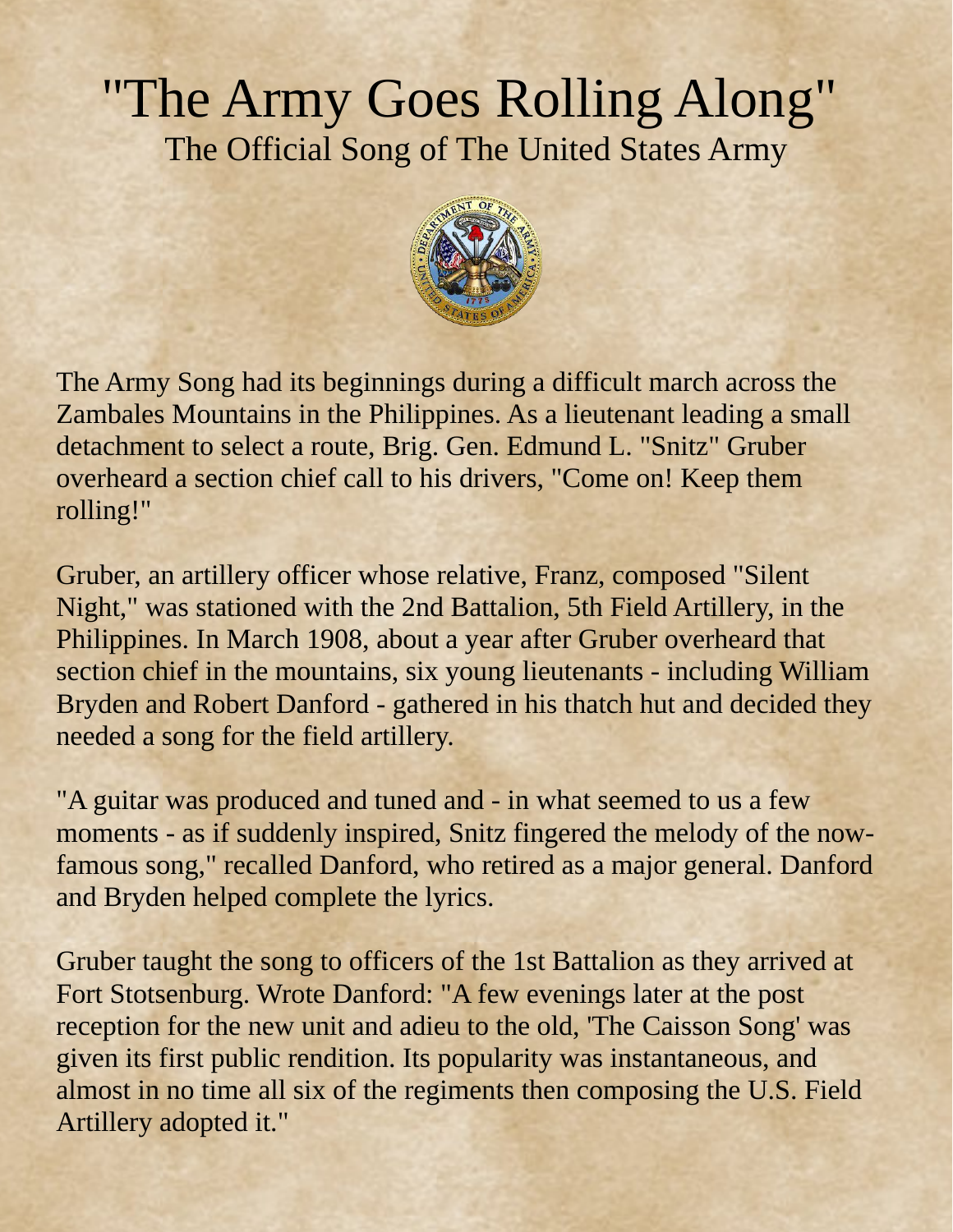# "The Army Goes Rolling Along"

## The Official Song of The United States Army

The Army Song had its beginnings during a difficult march across the Zambales Mountains in the Philippines. As a lieutenant leading a small detachment to select a route, Brig. Gen. Edmund L. "Snitz" Gruber overheard a section chief call to his drivers, "Come on! Keep them rolling!"

Gruber, an artillery officer whose relative, Franz, composed "Silent Night," was stationed with the 2nd Battalion, 5th Field Artillery, in the Philippines. In March 1908, about a year after Gruber overheard that section chief in the mountains, six young lieutenants - including William Bryden and Robert Danford - gathered in his thatch hut and decided they needed a song for the field artillery.

"A guitar was produced and tuned and - in what seemed to us a few moments - as if suddenly inspired, Snitz fingered the melody of the now-famous song," recalled Danford, who retired as a major general. Danford and Bryden helped complete the lyrics.

Gruber taught the song to officers of the 1st Battalion as they arrived at Fort Stotsenburg. Wrote Danford: "A few evenings later at the post reception for the new unit and adieu to the old, 'The Caisson Song' was given its first public rendition. Its popularity was instantaneous, and almost in no time all six of the regiments then composing the U.S. Field Artillery adopted it."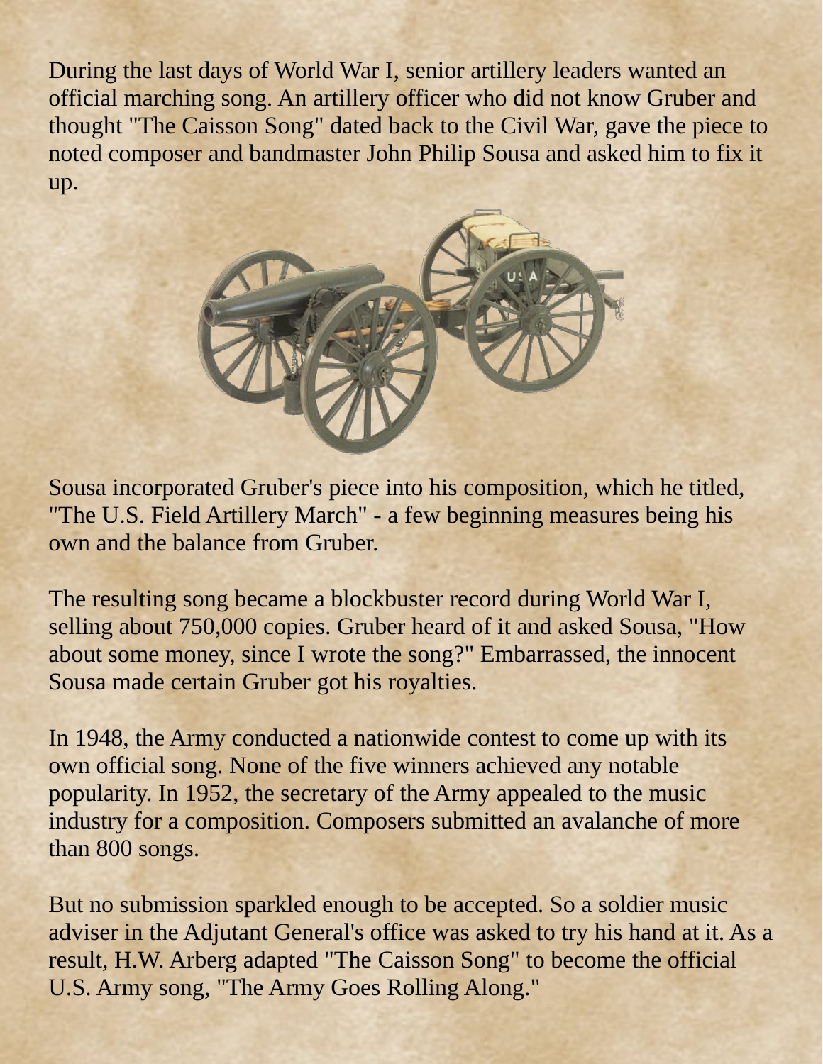During the last days of World War I, senior artillery leaders wanted an official marching song. An artillery officer who did not know Gruber and thought "The Caisson Song" dated back to the Civil War, gave the piece to noted composer and bandmaster John Philip Sousa and asked him to fix it up.

Sousa incorporated Gruber's piece into his composition, which he titled, "The U.S. Field Artillery March" - a few beginning measures being his own and the balance from Gruber.

The resulting song became a blockbuster record during World War I, selling about 750,000 copies. Gruber heard of it and asked Sousa, "How about some money, since I wrote the song?" Embarrassed, the innocent Sousa made certain Gruber got his royalties.

In 1948, the Army conducted a nationwide contest to come up with its own official song. None of the five winners achieved any notable popularity. In 1952, the secretary of the Army appealed to the music industry for a composition. Composers submitted an avalanche of more than 800 songs.

But no submission sparkled enough to be accepted. So a soldier music adviser in the Adjutant General's office was asked to try his hand at it. As a result, H.W. Arberg adapted "The Caisson Song" to become the official U.S. Army song, "The Army Goes Rolling Along."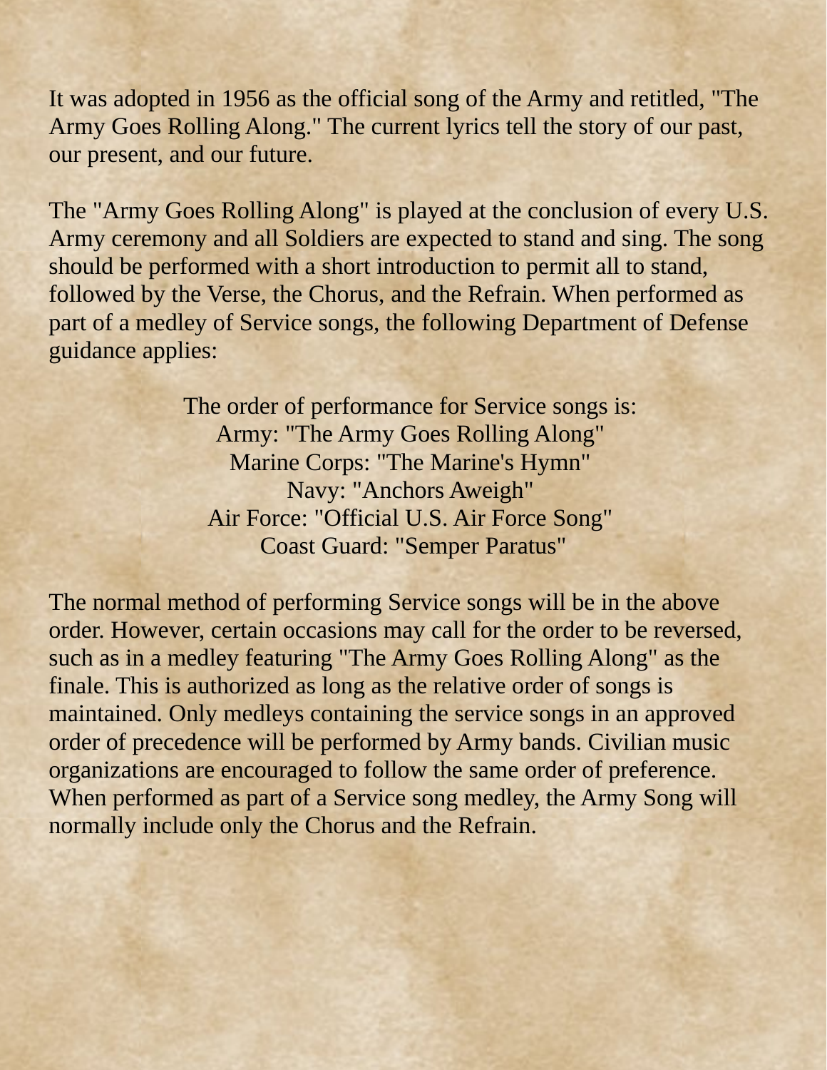It was adopted in 1956 as the official song of the Army and retitled, "The Army Goes Rolling Along." The current lyrics tell the story of our past, our present, and our future.

The "Army Goes Rolling Along" is played at the conclusion of every U.S. Army ceremony and all Soldiers are expected to stand and sing. The song should be performed with a short introduction to permit all to stand, followed by the Verse, the Chorus, and the Refrain. When performed as part of a medley of Service songs, the following Department of Defense guidance applies:

The order of performance for Service songs is:
Army: "The Army Goes Rolling Along"
Marine Corps: "The Marine's Hymn"
Navy: "Anchors Aweigh"
Air Force: "Official U.S. Air Force Song"
Coast Guard: "Semper Paratus"

The normal method of performing Service songs will be in the above order. However, certain occasions may call for the order to be reversed, such as in a medley featuring "The Army Goes Rolling Along" as the finale. This is authorized as long as the relative order of songs is maintained. Only medleys containing the service songs in an approved order of precedence will be performed by Army bands. Civilian music organizations are encouraged to follow the same order of preference. When performed as part of a Service song medley, the Army Song will normally include only the Chorus and the Refrain.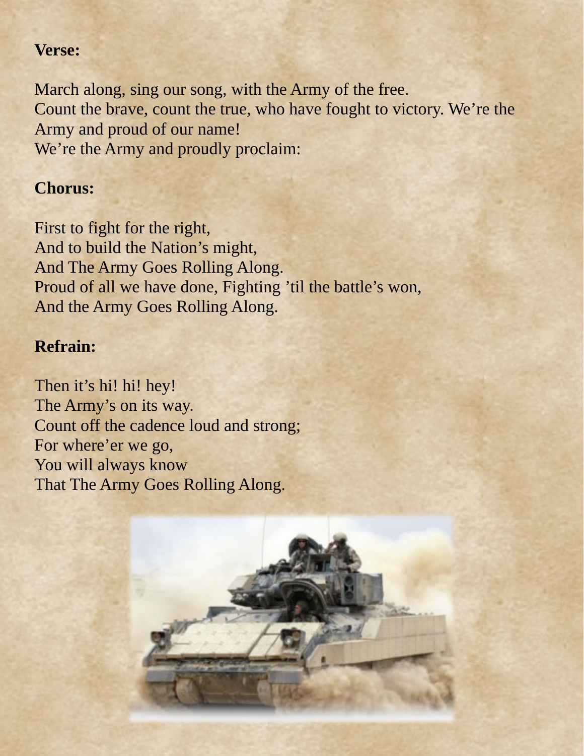**Verse:**

March along, sing our song, with the Army of the free.
Count the brave, count the true, who have fought to victory. We're the Army and proud of our name!
We're the Army and proudly proclaim:

**Chorus:**

First to fight for the right,
And to build the Nation's might,
And The Army Goes Rolling Along.
Proud of all we have done, Fighting 'til the battle's won,
And the Army Goes Rolling Along.

**Refrain:**

Then it's hi! hi! hey!
The Army's on its way.
Count off the cadence loud and strong;
For where'er we go,
You will always know
That The Army Goes Rolling Along.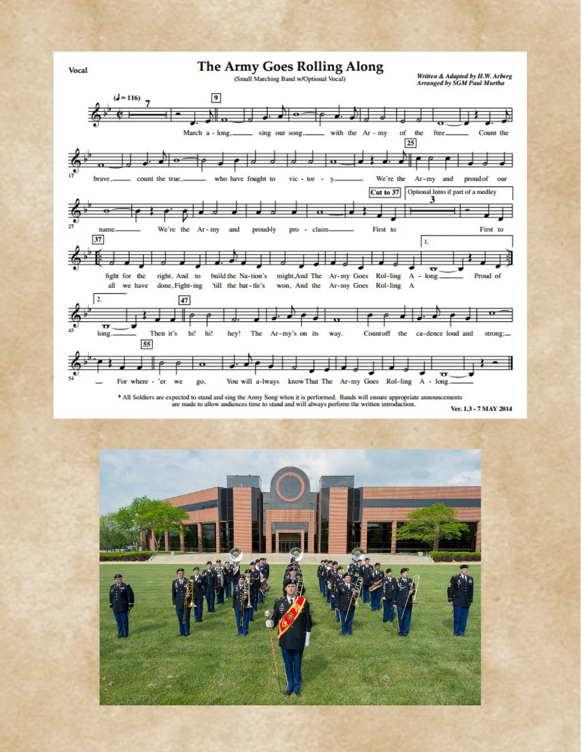Vocal

# The Army Goes Rolling Along

(Small Marching Band w/Optional Vocal)

*Written & Adapted by H.W. Arberg*
*Arranged by SGM Paul Murtha*

($\text{♩} = 116$)

March a - long, sing our song, with the Ar - my of the free. Count the brave, count the true, who have fought to vic - tor - y. We're the Ar-my and proud of our name. We're the Ar-my and proud-ly pro - claim. First to

Cut to 37 — Optional Intro if part of a medley — First to

fight for the right, And to build the Na-tion's might, And The Ar-my Goes Rol-ling A - long. Proud of
all we have done, Fight-ing 'till the bat-tle's won, And the Ar-my Goes Rol-ling A long. Then it's hi! hi! hey! The Ar-my's on its way. Count off the ca-dence loud and strong; For where - 'er we go, You will a-lways know That The Ar-my Goes Rol-ling A - long.

* All Soldiers are expected to stand and sing the Army Song when it is performed. Bands will ensure appropriate announcements are made to allow audiences time to stand and will always perform the written introduction.

Ver. 1.3 - 7 MAY 2014